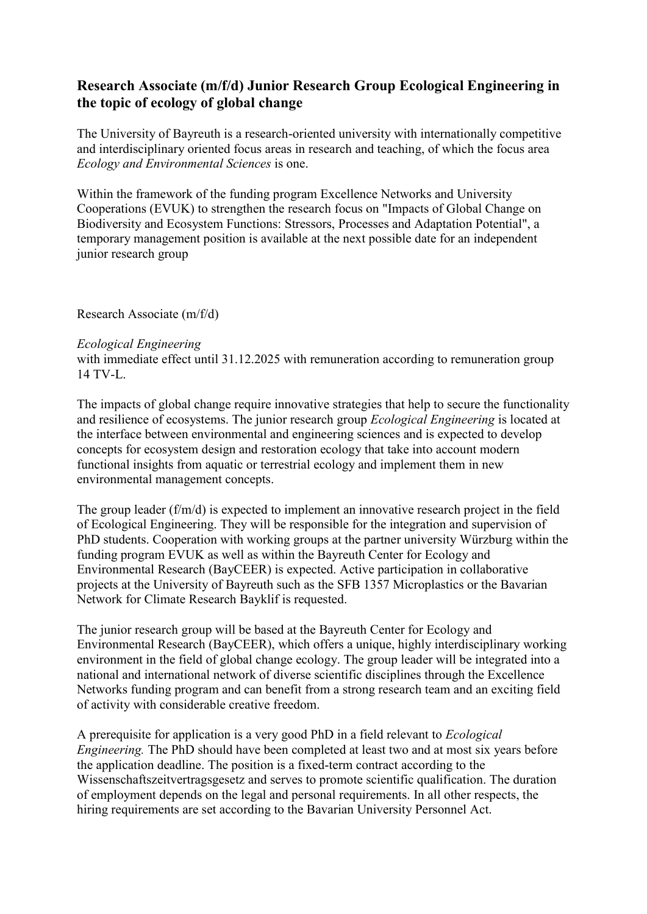# Research Associate (m/f/d) Junior Research Group Ecological Engineering in the topic of ecology of global change

The University of Bayreuth is a research-oriented university with internationally competitive and interdisciplinary oriented focus areas in research and teaching, of which the focus area *Ecology and Environmental Sciences* is one.

Within the framework of the funding program Excellence Networks and University Cooperations (EVUK) to strengthen the research focus on "Impacts of Global Change on Biodiversity and Ecosystem Functions: Stressors, Processes and Adaptation Potential", a temporary management position is available at the next possible date for an independent junior research group

Research Associate (m/f/d)

*Ecological Engineering*
with immediate effect until 31.12.2025 with remuneration according to remuneration group 14 TV-L.

The impacts of global change require innovative strategies that help to secure the functionality and resilience of ecosystems. The junior research group *Ecological Engineering* is located at the interface between environmental and engineering sciences and is expected to develop concepts for ecosystem design and restoration ecology that take into account modern functional insights from aquatic or terrestrial ecology and implement them in new environmental management concepts.

The group leader (f/m/d) is expected to implement an innovative research project in the field of Ecological Engineering. They will be responsible for the integration and supervision of PhD students. Cooperation with working groups at the partner university Würzburg within the funding program EVUK as well as within the Bayreuth Center for Ecology and Environmental Research (BayCEER) is expected. Active participation in collaborative projects at the University of Bayreuth such as the SFB 1357 Microplastics or the Bavarian Network for Climate Research Bayklif is requested.

The junior research group will be based at the Bayreuth Center for Ecology and Environmental Research (BayCEER), which offers a unique, highly interdisciplinary working environment in the field of global change ecology. The group leader will be integrated into a national and international network of diverse scientific disciplines through the Excellence Networks funding program and can benefit from a strong research team and an exciting field of activity with considerable creative freedom.

A prerequisite for application is a very good PhD in a field relevant to *Ecological Engineering.* The PhD should have been completed at least two and at most six years before the application deadline. The position is a fixed-term contract according to the Wissenschaftszeitvertragsgesetz and serves to promote scientific qualification. The duration of employment depends on the legal and personal requirements. In all other respects, the hiring requirements are set according to the Bavarian University Personnel Act.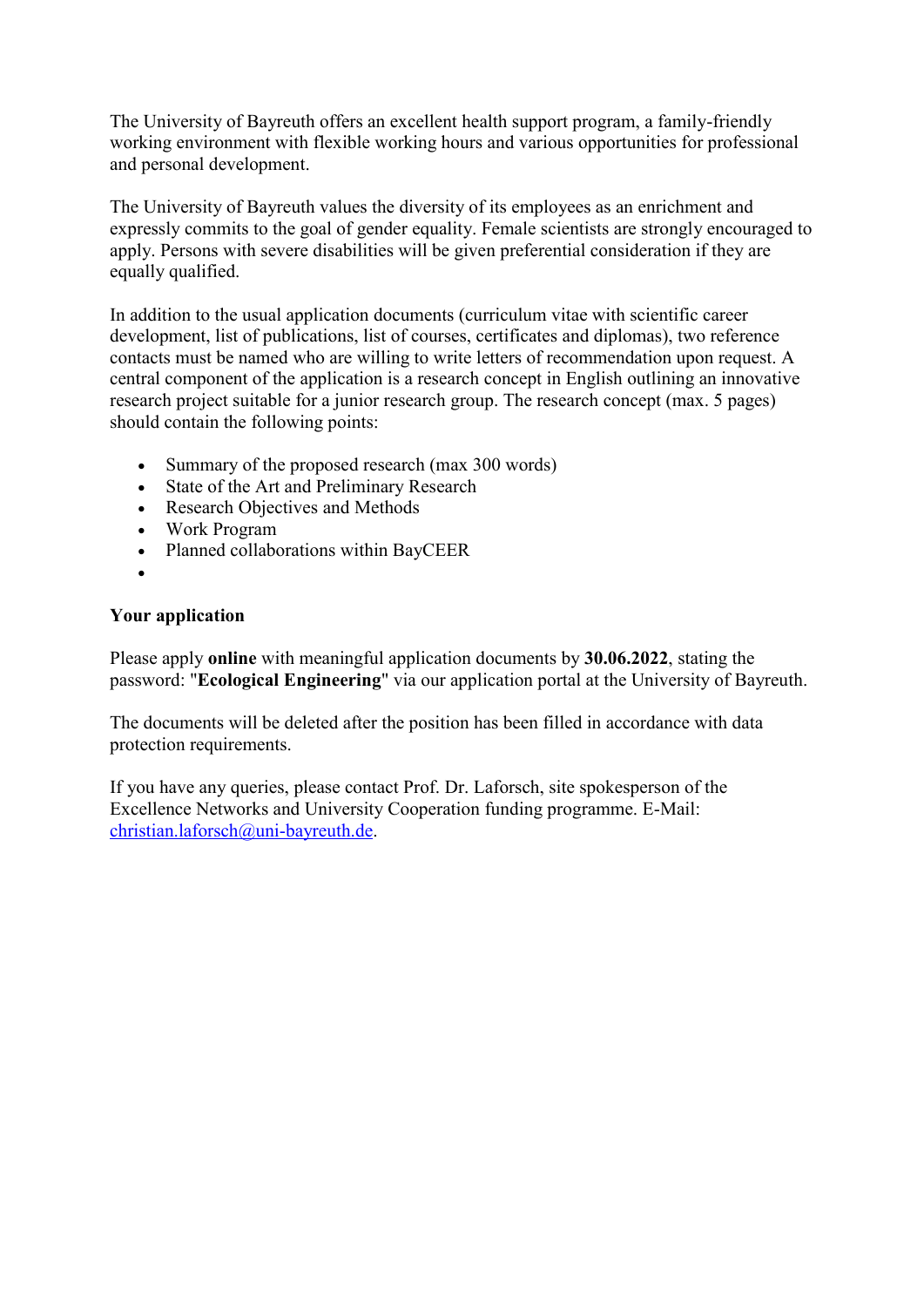The University of Bayreuth offers an excellent health support program, a family-friendly working environment with flexible working hours and various opportunities for professional and personal development.

The University of Bayreuth values the diversity of its employees as an enrichment and expressly commits to the goal of gender equality. Female scientists are strongly encouraged to apply. Persons with severe disabilities will be given preferential consideration if they are equally qualified.

In addition to the usual application documents (curriculum vitae with scientific career development, list of publications, list of courses, certificates and diplomas), two reference contacts must be named who are willing to write letters of recommendation upon request. A central component of the application is a research concept in English outlining an innovative research project suitable for a junior research group. The research concept (max. 5 pages) should contain the following points:

- Summary of the proposed research (max 300 words)
- State of the Art and Preliminary Research
- Research Objectives and Methods
- Work Program
- Planned collaborations within BayCEER

**Your application**

Please apply **online** with meaningful application documents by **30.06.2022**, stating the password: "**Ecological Engineering**" via our application portal at the University of Bayreuth.

The documents will be deleted after the position has been filled in accordance with data protection requirements.

If you have any queries, please contact Prof. Dr. Laforsch, site spokesperson of the Excellence Networks and University Cooperation funding programme. E-Mail: christian.laforsch@uni-bayreuth.de.